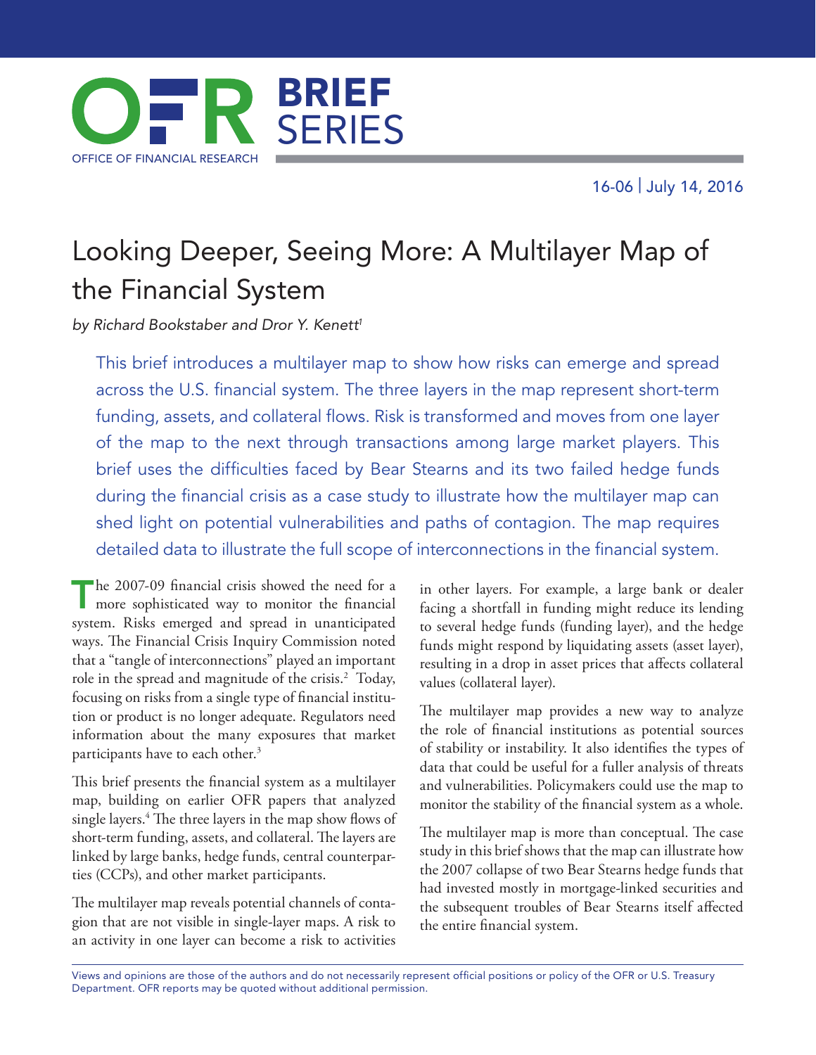OFR BRIEF SERIES

OFFICE OF FINANCIAL RESEARCH

16-06 | July 14, 2016

# Looking Deeper, Seeing More: A Multilayer Map of the Financial System

*by Richard Bookstaber and Dror Y. Kenett*[1]

This brief introduces a multilayer map to show how risks can emerge and spread across the U.S. financial system. The three layers in the map represent short-term funding, assets, and collateral flows. Risk is transformed and moves from one layer of the map to the next through transactions among large market players. This brief uses the difficulties faced by Bear Stearns and its two failed hedge funds during the financial crisis as a case study to illustrate how the multilayer map can shed light on potential vulnerabilities and paths of contagion. The map requires detailed data to illustrate the full scope of interconnections in the financial system.

The 2007-09 financial crisis showed the need for a more sophisticated way to monitor the financial system. Risks emerged and spread in unanticipated ways. The Financial Crisis Inquiry Commission noted that a "tangle of interconnections" played an important role in the spread and magnitude of the crisis.[2] Today, focusing on risks from a single type of financial institution or product is no longer adequate. Regulators need information about the many exposures that market participants have to each other.[3]

This brief presents the financial system as a multilayer map, building on earlier OFR papers that analyzed single layers.[4] The three layers in the map show flows of short-term funding, assets, and collateral. The layers are linked by large banks, hedge funds, central counterparties (CCPs), and other market participants.

The multilayer map reveals potential channels of contagion that are not visible in single-layer maps. A risk to an activity in one layer can become a risk to activities in other layers. For example, a large bank or dealer facing a shortfall in funding might reduce its lending to several hedge funds (funding layer), and the hedge funds might respond by liquidating assets (asset layer), resulting in a drop in asset prices that affects collateral values (collateral layer).

The multilayer map provides a new way to analyze the role of financial institutions as potential sources of stability or instability. It also identifies the types of data that could be useful for a fuller analysis of threats and vulnerabilities. Policymakers could use the map to monitor the stability of the financial system as a whole.

The multilayer map is more than conceptual. The case study in this brief shows that the map can illustrate how the 2007 collapse of two Bear Stearns hedge funds that had invested mostly in mortgage-linked securities and the subsequent troubles of Bear Stearns itself affected the entire financial system.

Views and opinions are those of the authors and do not necessarily represent official positions or policy of the OFR or U.S. Treasury Department. OFR reports may be quoted without additional permission.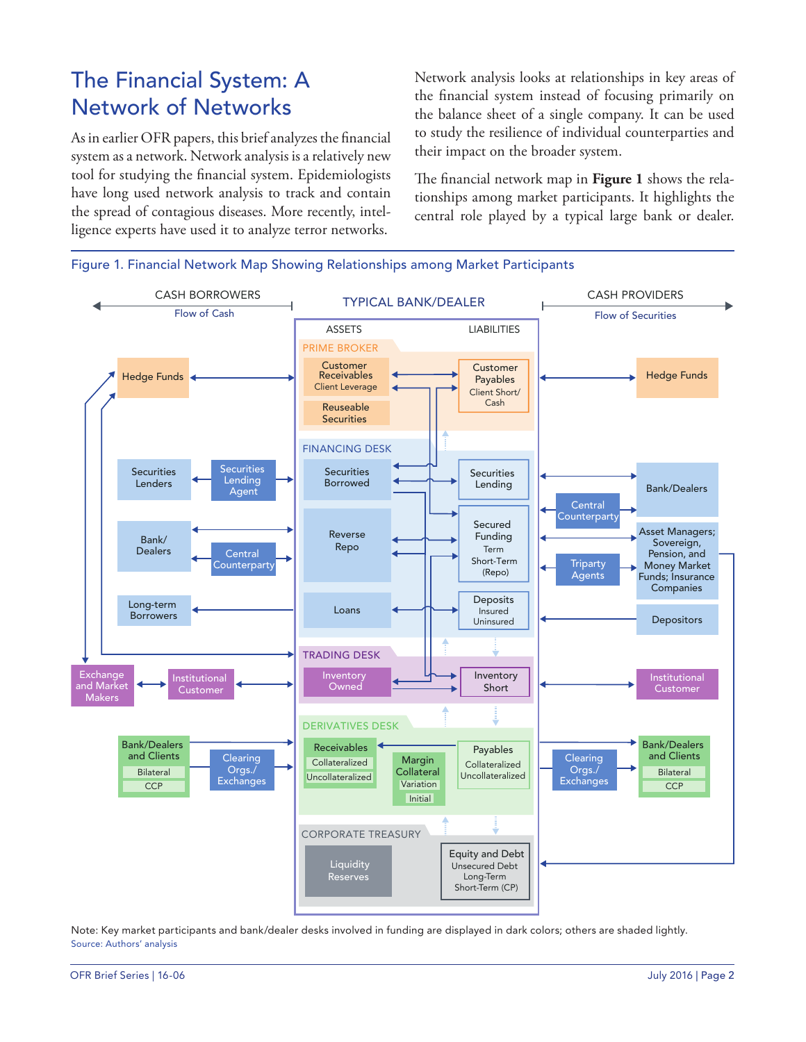## The Financial System: A Network of Networks

As in earlier OFR papers, this brief analyzes the financial system as a network. Network analysis is a relatively new tool for studying the financial system. Epidemiologists have long used network analysis to track and contain the spread of contagious diseases. More recently, intelligence experts have used it to analyze terror networks.

Network analysis looks at relationships in key areas of the financial system instead of focusing primarily on the balance sheet of a single company. It can be used to study the resilience of individual counterparties and their impact on the broader system.

The financial network map in **Figure 1** shows the relationships among market participants. It highlights the central role played by a typical large bank or dealer.

Figure 1. Financial Network Map Showing Relationships among Market Participants

CASH BORROWERS — Flow of Cash

TYPICAL BANK/DEALER

CASH PROVIDERS — Flow of Securities

ASSETS | LIABILITIES

PRIME BROKER: Customer Receivables (Client Leverage); Reuseable Securities | Customer Payables (Client Short/Cash)

FINANCING DESK: Securities Borrowed; Reverse Repo; Loans | Securities Lending; Secured Funding (Term, Short-Term (Repo)); Deposits (Insured, Uninsured)

TRADING DESK: Inventory Owned | Inventory Short

DERIVATIVES DESK: Receivables (Collateralized, Uncollateralized); Margin Collateral (Variation, Initial) | Payables (Collateralized, Uncollateralized)

CORPORATE TREASURY: Liquidity Reserves | Equity and Debt (Unsecured Debt, Long-Term, Short-Term (CP))

Cash borrowers: Hedge Funds; Securities Lenders; Securities Lending Agent; Bank/Dealers; Central Counterparty; Long-term Borrowers; Exchange and Market Makers; Institutional Customer; Bank/Dealers and Clients (Bilateral, CCP); Clearing Orgs./Exchanges

Cash providers: Hedge Funds; Bank/Dealers; Central Counterparty; Asset Managers; Sovereign, Pension, and Money Market Funds; Insurance Companies; Tripary Agents; Depositors; Institutional Customer; Clearing Orgs./Exchanges; Bank/Dealers and Clients (Bilateral, CCP)

Note: Key market participants and bank/dealer desks involved in funding are displayed in dark colors; others are shaded lightly.
Source: Authors' analysis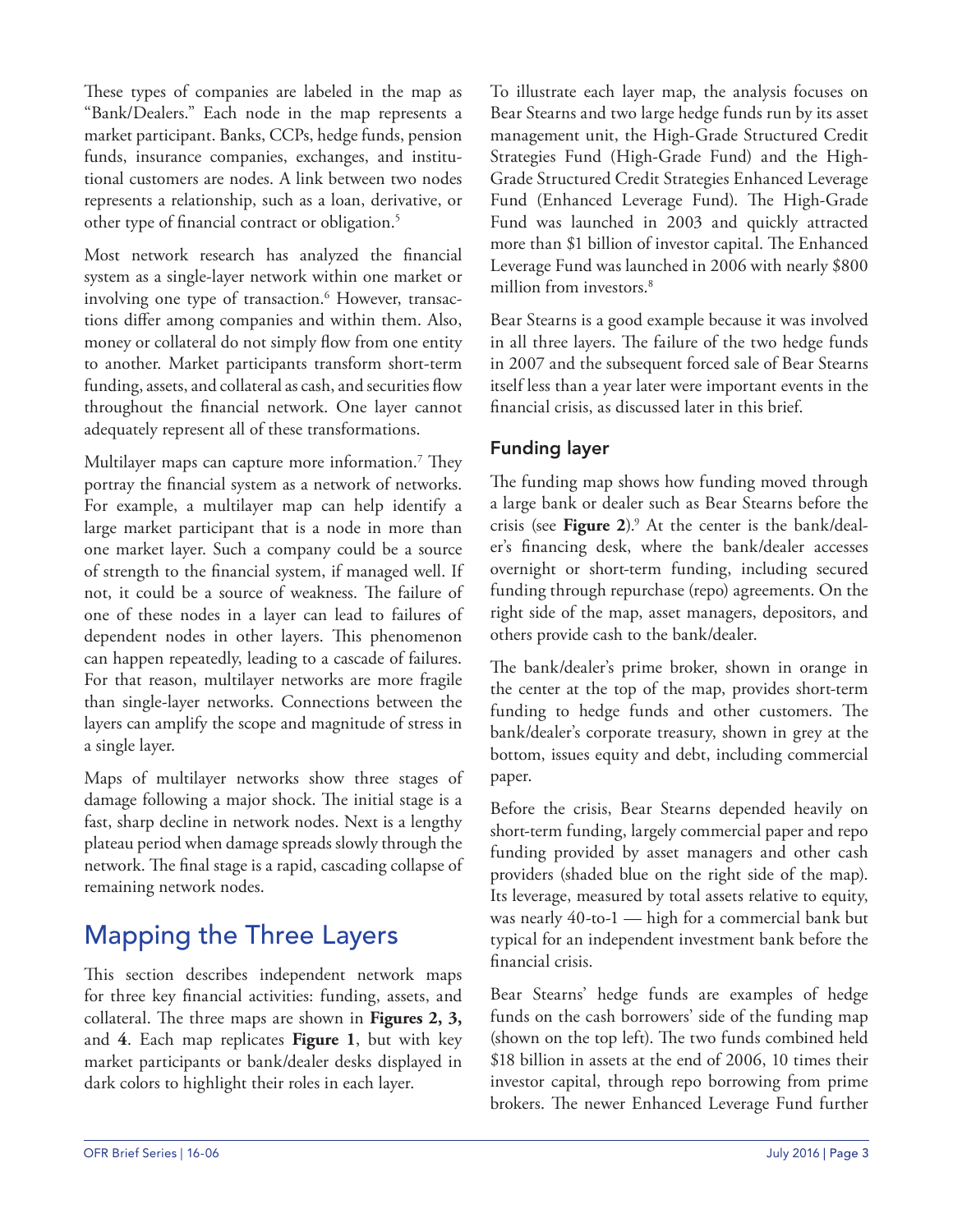These types of companies are labeled in the map as "Bank/Dealers." Each node in the map represents a market participant. Banks, CCPs, hedge funds, pension funds, insurance companies, exchanges, and institutional customers are nodes. A link between two nodes represents a relationship, such as a loan, derivative, or other type of financial contract or obligation.[5]

Most network research has analyzed the financial system as a single-layer network within one market or involving one type of transaction.[6] However, transactions differ among companies and within them. Also, money or collateral do not simply flow from one entity to another. Market participants transform short-term funding, assets, and collateral as cash, and securities flow throughout the financial network. One layer cannot adequately represent all of these transformations.

Multilayer maps can capture more information.[7] They portray the financial system as a network of networks. For example, a multilayer map can help identify a large market participant that is a node in more than one market layer. Such a company could be a source of strength to the financial system, if managed well. If not, it could be a source of weakness. The failure of one of these nodes in a layer can lead to failures of dependent nodes in other layers. This phenomenon can happen repeatedly, leading to a cascade of failures. For that reason, multilayer networks are more fragile than single-layer networks. Connections between the layers can amplify the scope and magnitude of stress in a single layer.

Maps of multilayer networks show three stages of damage following a major shock. The initial stage is a fast, sharp decline in network nodes. Next is a lengthy plateau period when damage spreads slowly through the network. The final stage is a rapid, cascading collapse of remaining network nodes.

# Mapping the Three Layers

This section describes independent network maps for three key financial activities: funding, assets, and collateral. The three maps are shown in **Figures 2, 3,** and **4**. Each map replicates **Figure 1**, but with key market participants or bank/dealer desks displayed in dark colors to highlight their roles in each layer.

To illustrate each layer map, the analysis focuses on Bear Stearns and two large hedge funds run by its asset management unit, the High-Grade Structured Credit Strategies Fund (High-Grade Fund) and the High-Grade Structured Credit Strategies Enhanced Leverage Fund (Enhanced Leverage Fund). The High-Grade Fund was launched in 2003 and quickly attracted more than $1 billion of investor capital. The Enhanced Leverage Fund was launched in 2006 with nearly $800 million from investors.[8]

Bear Stearns is a good example because it was involved in all three layers. The failure of the two hedge funds in 2007 and the subsequent forced sale of Bear Stearns itself less than a year later were important events in the financial crisis, as discussed later in this brief.

## Funding layer

The funding map shows how funding moved through a large bank or dealer such as Bear Stearns before the crisis (see **Figure 2**).[9] At the center is the bank/dealer's financing desk, where the bank/dealer accesses overnight or short-term funding, including secured funding through repurchase (repo) agreements. On the right side of the map, asset managers, depositors, and others provide cash to the bank/dealer.

The bank/dealer's prime broker, shown in orange in the center at the top of the map, provides short-term funding to hedge funds and other customers. The bank/dealer's corporate treasury, shown in grey at the bottom, issues equity and debt, including commercial paper.

Before the crisis, Bear Stearns depended heavily on short-term funding, largely commercial paper and repo funding provided by asset managers and other cash providers (shaded blue on the right side of the map). Its leverage, measured by total assets relative to equity, was nearly 40-to-1 — high for a commercial bank but typical for an independent investment bank before the financial crisis.

Bear Stearns' hedge funds are examples of hedge funds on the cash borrowers' side of the funding map (shown on the top left). The two funds combined held $18 billion in assets at the end of 2006, 10 times their investor capital, through repo borrowing from prime brokers. The newer Enhanced Leverage Fund further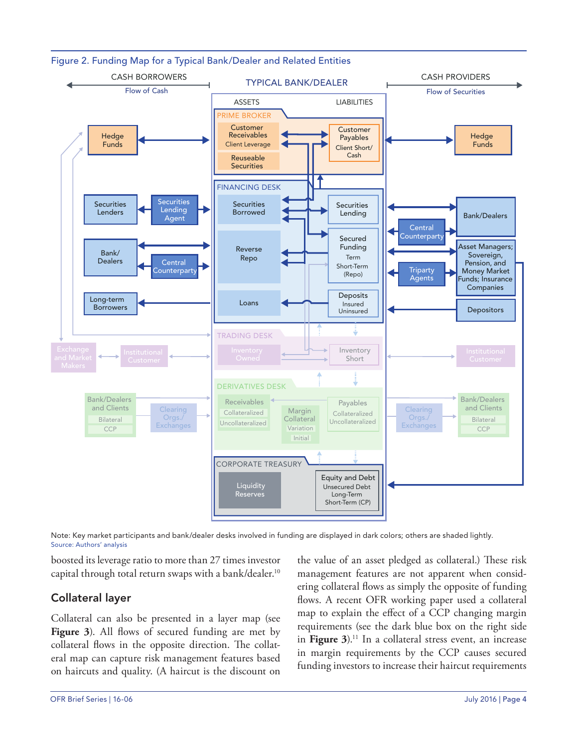Figure 2. Funding Map for a Typical Bank/Dealer and Related Entities

Note: Key market participants and bank/dealer desks involved in funding are displayed in dark colors; others are shaded lightly.
Source: Authors' analysis

boosted its leverage ratio to more than 27 times investor capital through total return swaps with a bank/dealer.[10]

## Collateral layer

Collateral can also be presented in a layer map (see **Figure 3**). All flows of secured funding are met by collateral flows in the opposite direction. The collateral map can capture risk management features based on haircuts and quality. (A haircut is the discount on the value of an asset pledged as collateral.) These risk management features are not apparent when considering collateral flows as simply the opposite of funding flows. A recent OFR working paper used a collateral map to explain the effect of a CCP changing margin requirements (see the dark blue box on the right side in **Figure 3**).[11] In a collateral stress event, an increase in margin requirements by the CCP causes secured funding investors to increase their haircut requirements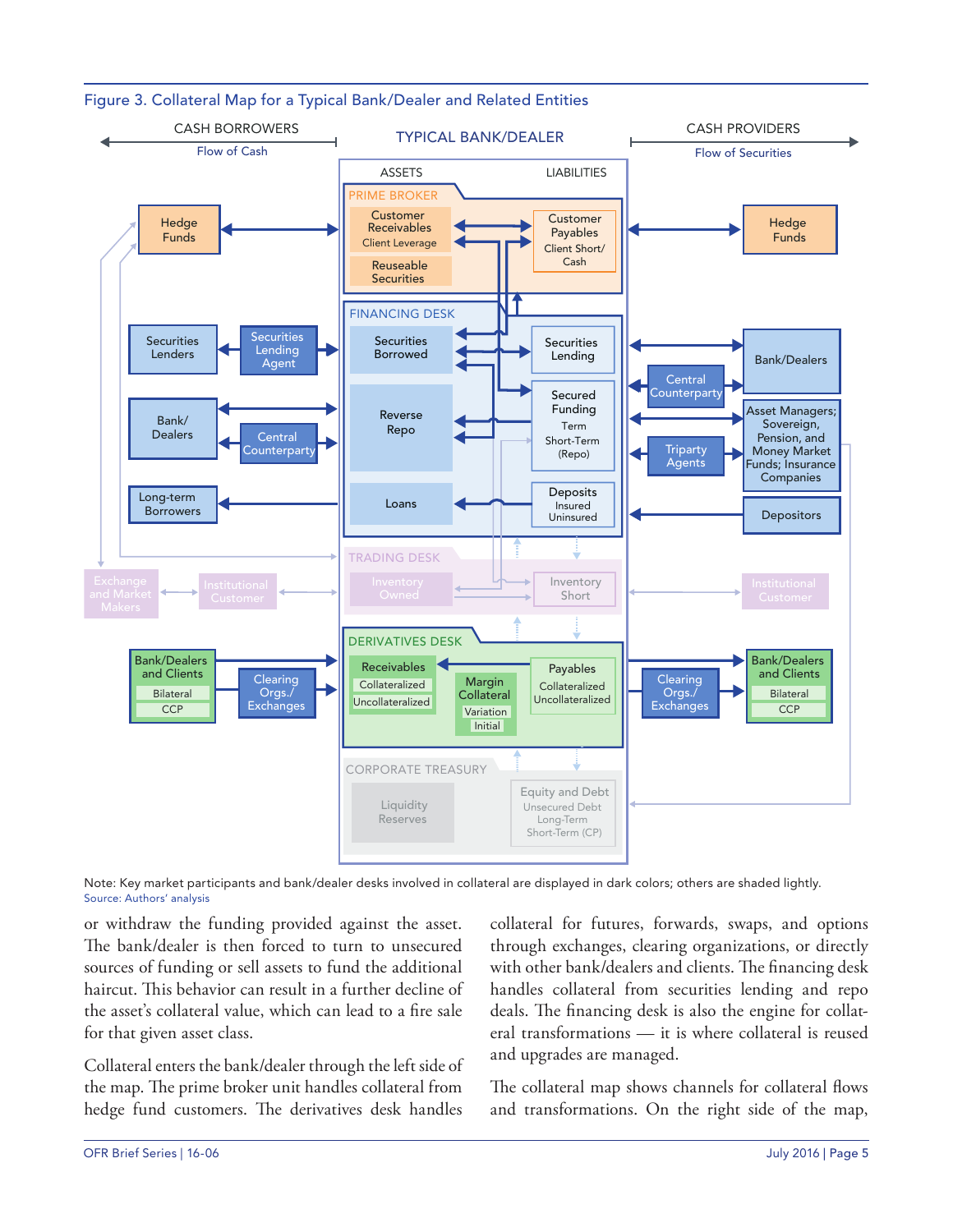Figure 3. Collateral Map for a Typical Bank/Dealer and Related Entities

CASH BORROWERS — Flow of Cash

TYPICAL BANK/DEALER

CASH PROVIDERS — Flow of Securities

ASSETS | LIABILITIES

PRIME BROKER: Customer Receivables (Client Leverage); Reuseable Securities; Customer Payables (Client Short/Cash)

FINANCING DESK: Securities Borrowed; Reverse Repo; Loans; Securities Lending; Secured Funding (Term, Short-Term (Repo)); Deposits (Insured, Uninsured)

TRADING DESK: Inventory Owned; Inventory Short

DERIVATIVES DESK: Receivables (Collateralized, Uncollateralized); Margin Collateral (Variation, Initial); Payables (Collateralized, Uncollateralized)

CORPORATE TREASURY: Liquidity Reserves; Equity and Debt (Unsecured Debt, Long-Term, Short-Term (CP))

Left side: Hedge Funds; Securities Lenders; Securities Lending Agent; Bank/Dealers; Central Counterparty; Long-term Borrowers; Exchange and Market Makers; Institutional Customer; Bank/Dealers and Clients (Bilateral, CCP); Clearing Orgs./Exchanges

Right side: Hedge Funds; Bank/Dealers; Central Counterparty; Asset Managers; Sovereign, Pension, and Money Market Funds; Insurance Companies; Triparty Agents; Depositors; Institutional Customer; Clearing Orgs./Exchanges; Bank/Dealers and Clients (Bilateral, CCP)

Note: Key market participants and bank/dealer desks involved in collateral are displayed in dark colors; others are shaded lightly.
Source: Authors' analysis

or withdraw the funding provided against the asset. The bank/dealer is then forced to turn to unsecured sources of funding or sell assets to fund the additional haircut. This behavior can result in a further decline of the asset's collateral value, which can lead to a fire sale for that given asset class.

Collateral enters the bank/dealer through the left side of the map. The prime broker unit handles collateral from hedge fund customers. The derivatives desk handles collateral for futures, forwards, swaps, and options through exchanges, clearing organizations, or directly with other bank/dealers and clients. The financing desk handles collateral from securities lending and repo deals. The financing desk is also the engine for collateral transformations — it is where collateral is reused and upgrades are managed.

The collateral map shows channels for collateral flows and transformations. On the right side of the map,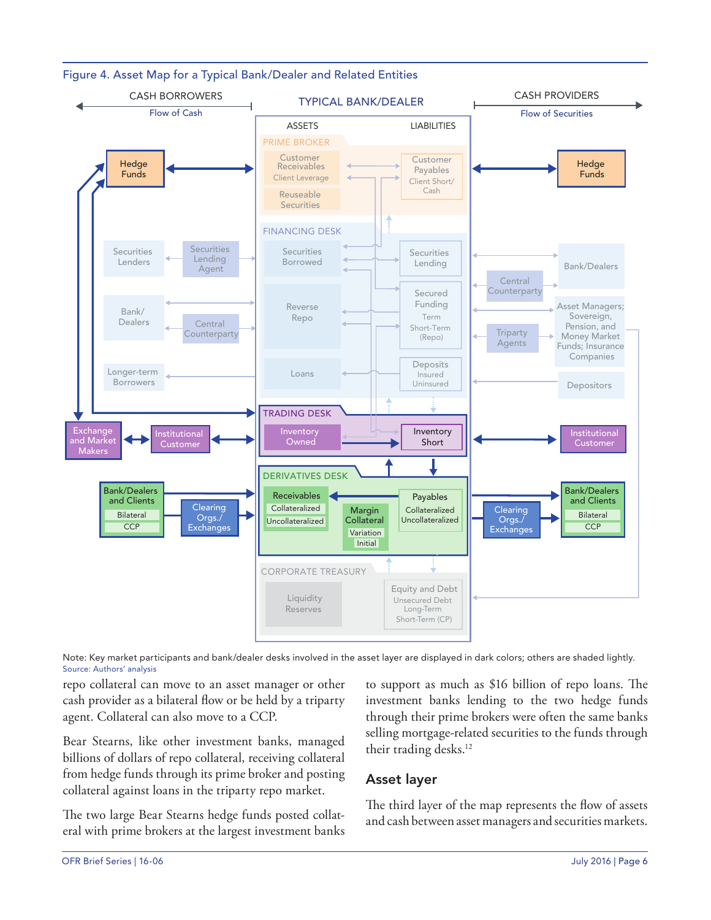Figure 4. Asset Map for a Typical Bank/Dealer and Related Entities

CASH BORROWERS — Flow of Cash

TYPICAL BANK/DEALER

CASH PROVIDERS — Flow of Securities

ASSETS | LIABILITIES

PRIME BROKER: Customer Receivables (Client Leverage); Reuseable Securities; Customer Payables (Client Short/Cash)

FINANCING DESK: Securities Borrowed; Reverse Repo; Loans; Securities Lending; Secured Funding (Term, Short-Term (Repo)); Deposits (Insured, Uninsured)

TRADING DESK: Inventory Owned; Inventory Short

DERIVATIVES DESK: Receivables (Collateralized, Uncollateralized); Margin Collateral (Variation, Initial); Payables (Collateralized, Uncollateralized)

CORPORATE TREASURY: Liquidity Reserves; Equity and Debt (Unsecured Debt, Long-Term, Short-Term (CP))

Cash borrowers: Hedge Funds; Securities Lenders; Securities Lending Agent; Bank/Dealers; Central Counterparty; Longer-term Borrowers; Exchange and Market Makers; Institutional Customer; Bank/Dealers and Clients (Bilateral, CCP); Clearing Orgs./Exchanges

Cash providers: Hedge Funds; Bank/Dealers; Central Counterparty; Asset Managers; Sovereign, Pension, and Money Market Funds; Insurance Companies; Triparty Agents; Depositors; Institutional Customer; Clearing Orgs./Exchanges; Bank/Dealers and Clients (Bilateral, CCP)

Note: Key market participants and bank/dealer desks involved in the asset layer are displayed in dark colors; others are shaded lightly.
Source: Authors' analysis

repo collateral can move to an asset manager or other cash provider as a bilateral flow or be held by a triparty agent. Collateral can also move to a CCP.

Bear Stearns, like other investment banks, managed billions of dollars of repo collateral, receiving collateral from hedge funds through its prime broker and posting collateral against loans in the triparty repo market.

The two large Bear Stearns hedge funds posted collateral with prime brokers at the largest investment banks to support as much as $16 billion of repo loans. The investment banks lending to the two hedge funds through their prime brokers were often the same banks selling mortgage-related securities to the funds through their trading desks.[12]

## Asset layer

The third layer of the map represents the flow of assets and cash between asset managers and securities markets.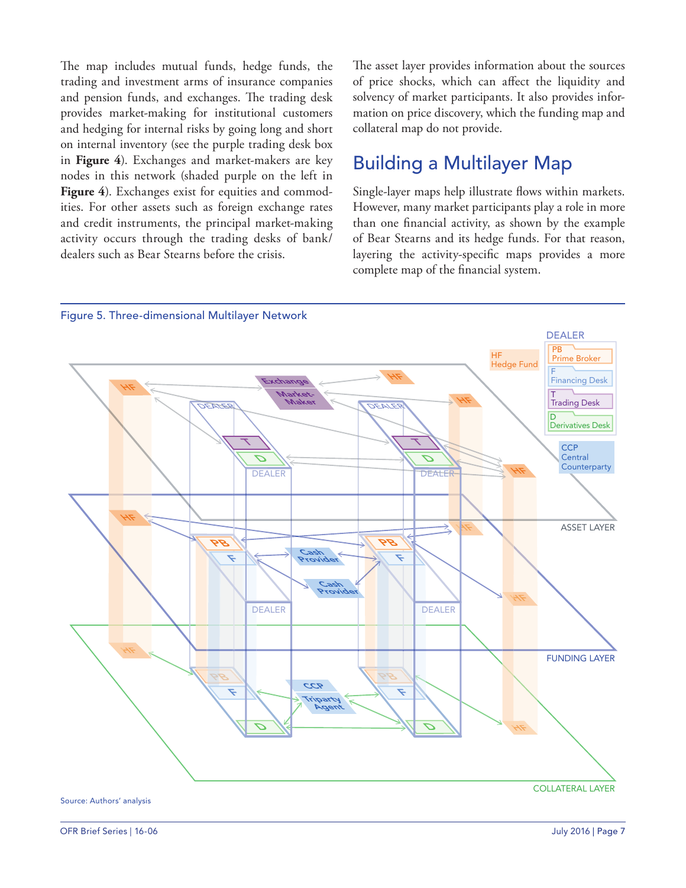The map includes mutual funds, hedge funds, the trading and investment arms of insurance companies and pension funds, and exchanges. The trading desk provides market-making for institutional customers and hedging for internal risks by going long and short on internal inventory (see the purple trading desk box in **Figure 4**). Exchanges and market-makers are key nodes in this network (shaded purple on the left in **Figure 4**). Exchanges exist for equities and commodities. For other assets such as foreign exchange rates and credit instruments, the principal market-making activity occurs through the trading desks of bank/dealers such as Bear Stearns before the crisis.

The asset layer provides information about the sources of price shocks, which can affect the liquidity and solvency of market participants. It also provides information on price discovery, which the funding map and collateral map do not provide.

## Building a Multilayer Map

Single-layer maps help illustrate flows within markets. However, many market participants play a role in more than one financial activity, as shown by the example of Bear Stearns and its hedge funds. For that reason, layering the activity-specific maps provides a more complete map of the financial system.

Figure 5. Three-dimensional Multilayer Network

Source: Authors' analysis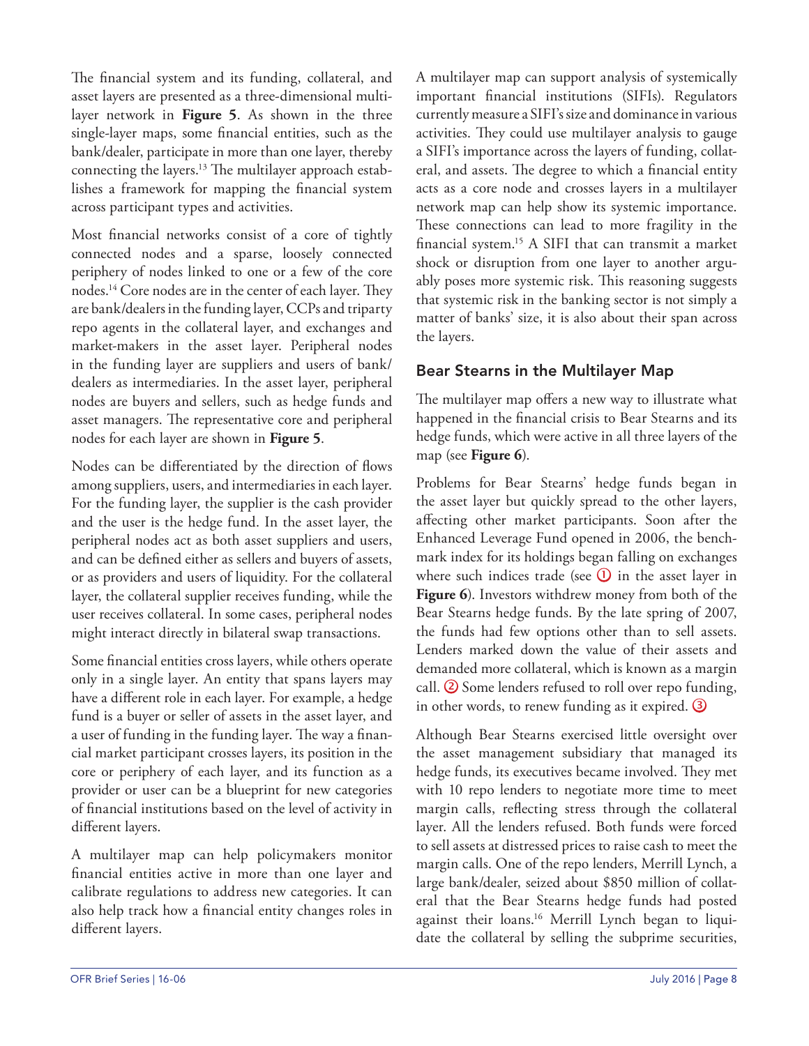The financial system and its funding, collateral, and asset layers are presented as a three-dimensional multilayer network in **Figure 5**. As shown in the three single-layer maps, some financial entities, such as the bank/dealer, participate in more than one layer, thereby connecting the layers.[13] The multilayer approach establishes a framework for mapping the financial system across participant types and activities.

Most financial networks consist of a core of tightly connected nodes and a sparse, loosely connected periphery of nodes linked to one or a few of the core nodes.[14] Core nodes are in the center of each layer. They are bank/dealers in the funding layer, CCPs and triparty repo agents in the collateral layer, and exchanges and market-makers in the asset layer. Peripheral nodes in the funding layer are suppliers and users of bank/dealers as intermediaries. In the asset layer, peripheral nodes are buyers and sellers, such as hedge funds and asset managers. The representative core and peripheral nodes for each layer are shown in **Figure 5**.

Nodes can be differentiated by the direction of flows among suppliers, users, and intermediaries in each layer. For the funding layer, the supplier is the cash provider and the user is the hedge fund. In the asset layer, the peripheral nodes act as both asset suppliers and users, and can be defined either as sellers and buyers of assets, or as providers and users of liquidity. For the collateral layer, the collateral supplier receives funding, while the user receives collateral. In some cases, peripheral nodes might interact directly in bilateral swap transactions.

Some financial entities cross layers, while others operate only in a single layer. An entity that spans layers may have a different role in each layer. For example, a hedge fund is a buyer or seller of assets in the asset layer, and a user of funding in the funding layer. The way a financial market participant crosses layers, its position in the core or periphery of each layer, and its function as a provider or user can be a blueprint for new categories of financial institutions based on the level of activity in different layers.

A multilayer map can help policymakers monitor financial entities active in more than one layer and calibrate regulations to address new categories. It can also help track how a financial entity changes roles in different layers.

A multilayer map can support analysis of systemically important financial institutions (SIFIs). Regulators currently measure a SIFI's size and dominance in various activities. They could use multilayer analysis to gauge a SIFI's importance across the layers of funding, collateral, and assets. The degree to which a financial entity acts as a core node and crosses layers in a multilayer network map can help show its systemic importance. These connections can lead to more fragility in the financial system.[15] A SIFI that can transmit a market shock or disruption from one layer to another arguably poses more systemic risk. This reasoning suggests that systemic risk in the banking sector is not simply a matter of banks' size, it is also about their span across the layers.

## Bear Stearns in the Multilayer Map

The multilayer map offers a new way to illustrate what happened in the financial crisis to Bear Stearns and its hedge funds, which were active in all three layers of the map (see **Figure 6**).

Problems for Bear Stearns' hedge funds began in the asset layer but quickly spread to the other layers, affecting other market participants. Soon after the Enhanced Leverage Fund opened in 2006, the benchmark index for its holdings began falling on exchanges where such indices trade (see ① in the asset layer in **Figure 6**). Investors withdrew money from both of the Bear Stearns hedge funds. By the late spring of 2007, the funds had few options other than to sell assets. Lenders marked down the value of their assets and demanded more collateral, which is known as a margin call. ② Some lenders refused to roll over repo funding, in other words, to renew funding as it expired. ③

Although Bear Stearns exercised little oversight over the asset management subsidiary that managed its hedge funds, its executives became involved. They met with 10 repo lenders to negotiate more time to meet margin calls, reflecting stress through the collateral layer. All the lenders refused. Both funds were forced to sell assets at distressed prices to raise cash to meet the margin calls. One of the repo lenders, Merrill Lynch, a large bank/dealer, seized about $850 million of collateral that the Bear Stearns hedge funds had posted against their loans.[16] Merrill Lynch began to liquidate the collateral by selling the subprime securities,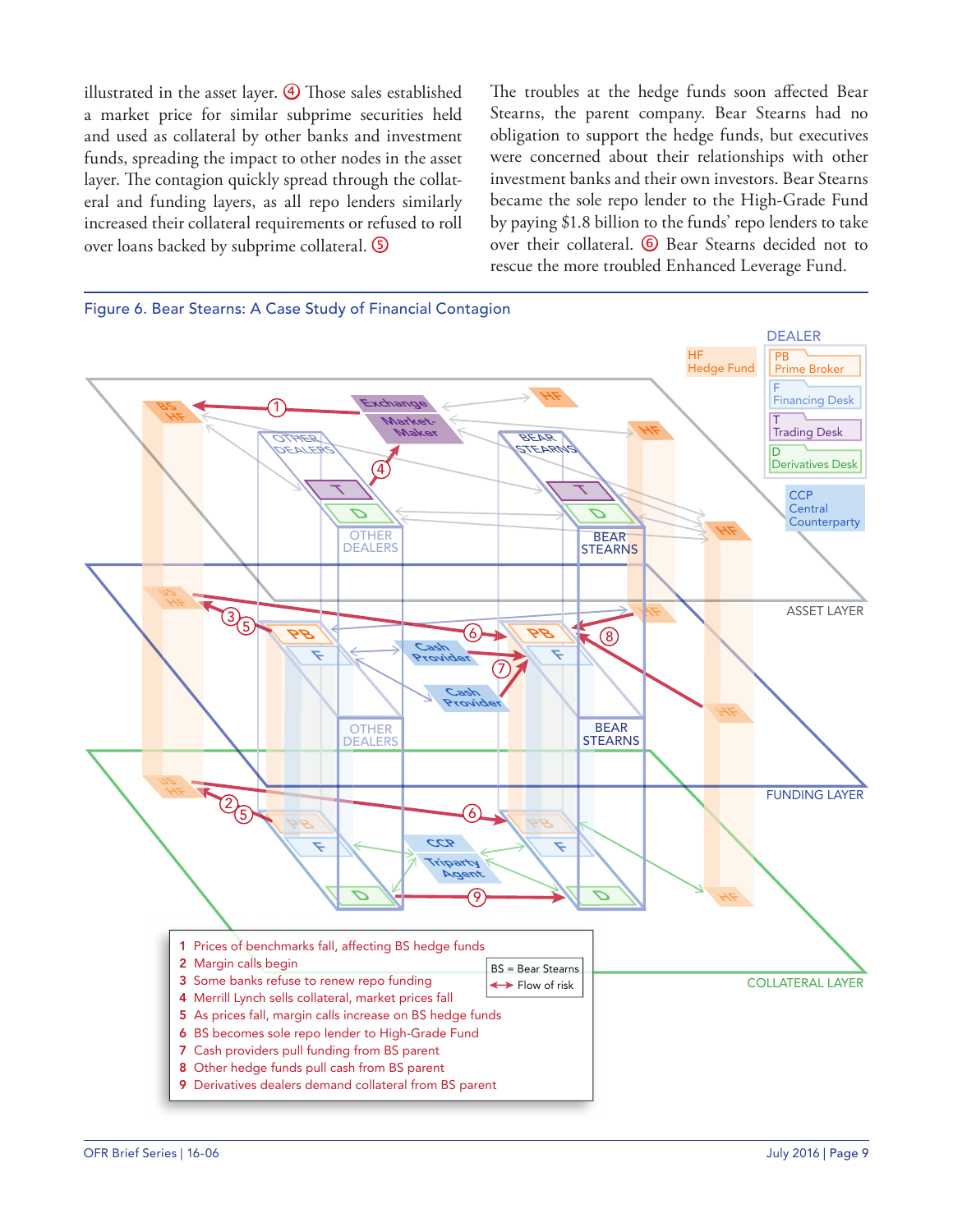illustrated in the asset layer. ④ Those sales established a market price for similar subprime securities held and used as collateral by other banks and investment funds, spreading the impact to other nodes in the asset layer. The contagion quickly spread through the collateral and funding layers, as all repo lenders similarly increased their collateral requirements or refused to roll over loans backed by subprime collateral. ⑤

The troubles at the hedge funds soon affected Bear Stearns, the parent company. Bear Stearns had no obligation to support the hedge funds, but executives were concerned about their relationships with other investment banks and their own investors. Bear Stearns became the sole repo lender to the High-Grade Fund by paying $1.8 billion to the funds' repo lenders to take over their collateral. ⑥ Bear Stearns decided not to rescue the more troubled Enhanced Leverage Fund.

Figure 6. Bear Stearns: A Case Study of Financial Contagion

1 Prices of benchmarks fall, affecting BS hedge funds
2 Margin calls begin
3 Some banks refuse to renew repo funding
4 Merrill Lynch sells collateral, market prices fall
5 As prices fall, margin calls increase on BS hedge funds
6 BS becomes sole repo lender to High-Grade Fund
7 Cash providers pull funding from BS parent
8 Other hedge funds pull cash from BS parent
9 Derivatives dealers demand collateral from BS parent

BS = Bear Stearns
↔ Flow of risk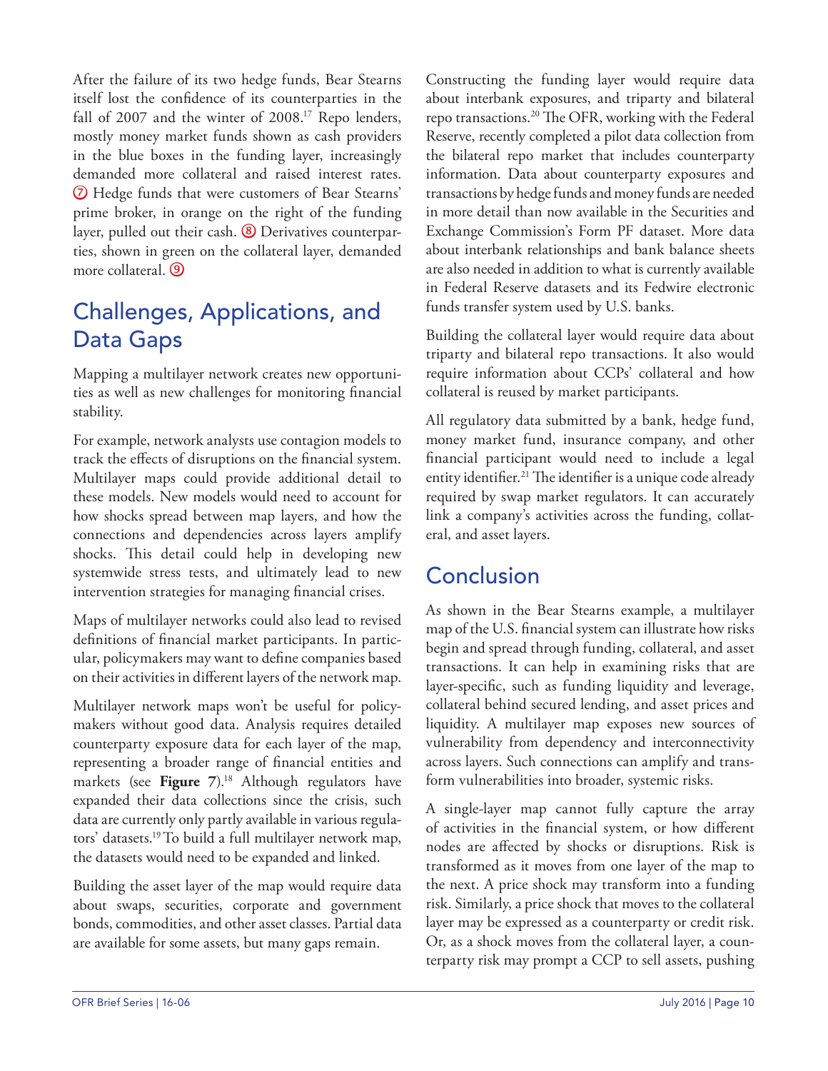After the failure of its two hedge funds, Bear Stearns itself lost the confidence of its counterparties in the fall of 2007 and the winter of 2008.[17] Repo lenders, mostly money market funds shown as cash providers in the blue boxes in the funding layer, increasingly demanded more collateral and raised interest rates. ⑦ Hedge funds that were customers of Bear Stearns' prime broker, in orange on the right of the funding layer, pulled out their cash. ⑧ Derivatives counterparties, shown in green on the collateral layer, demanded more collateral. ⑨

## Challenges, Applications, and Data Gaps

Mapping a multilayer network creates new opportunities as well as new challenges for monitoring financial stability.

For example, network analysts use contagion models to track the effects of disruptions on the financial system. Multilayer maps could provide additional detail to these models. New models would need to account for how shocks spread between map layers, and how the connections and dependencies across layers amplify shocks. This detail could help in developing new systemwide stress tests, and ultimately lead to new intervention strategies for managing financial crises.

Maps of multilayer networks could also lead to revised definitions of financial market participants. In particular, policymakers may want to define companies based on their activities in different layers of the network map.

Multilayer network maps won't be useful for policymakers without good data. Analysis requires detailed counterparty exposure data for each layer of the map, representing a broader range of financial entities and markets (see **Figure 7**).[18] Although regulators have expanded their data collections since the crisis, such data are currently only partly available in various regulators' datasets.[19] To build a full multilayer network map, the datasets would need to be expanded and linked.

Building the asset layer of the map would require data about swaps, securities, corporate and government bonds, commodities, and other asset classes. Partial data are available for some assets, but many gaps remain.

Constructing the funding layer would require data about interbank exposures, and triparty and bilateral repo transactions.[20] The OFR, working with the Federal Reserve, recently completed a pilot data collection from the bilateral repo market that includes counterparty information. Data about counterparty exposures and transactions by hedge funds and money funds are needed in more detail than now available in the Securities and Exchange Commission's Form PF dataset. More data about interbank relationships and bank balance sheets are also needed in addition to what is currently available in Federal Reserve datasets and its Fedwire electronic funds transfer system used by U.S. banks.

Building the collateral layer would require data about triparty and bilateral repo transactions. It also would require information about CCPs' collateral and how collateral is reused by market participants.

All regulatory data submitted by a bank, hedge fund, money market fund, insurance company, and other financial participant would need to include a legal entity identifier.[21] The identifier is a unique code already required by swap market regulators. It can accurately link a company's activities across the funding, collateral, and asset layers.

## Conclusion

As shown in the Bear Stearns example, a multilayer map of the U.S. financial system can illustrate how risks begin and spread through funding, collateral, and asset transactions. It can help in examining risks that are layer-specific, such as funding liquidity and leverage, collateral behind secured lending, and asset prices and liquidity. A multilayer map exposes new sources of vulnerability from dependency and interconnectivity across layers. Such connections can amplify and transform vulnerabilities into broader, systemic risks.

A single-layer map cannot fully capture the array of activities in the financial system, or how different nodes are affected by shocks or disruptions. Risk is transformed as it moves from one layer of the map to the next. A price shock may transform into a funding risk. Similarly, a price shock that moves to the collateral layer may be expressed as a counterparty or credit risk. Or, as a shock moves from the collateral layer, a counterparty risk may prompt a CCP to sell assets, pushing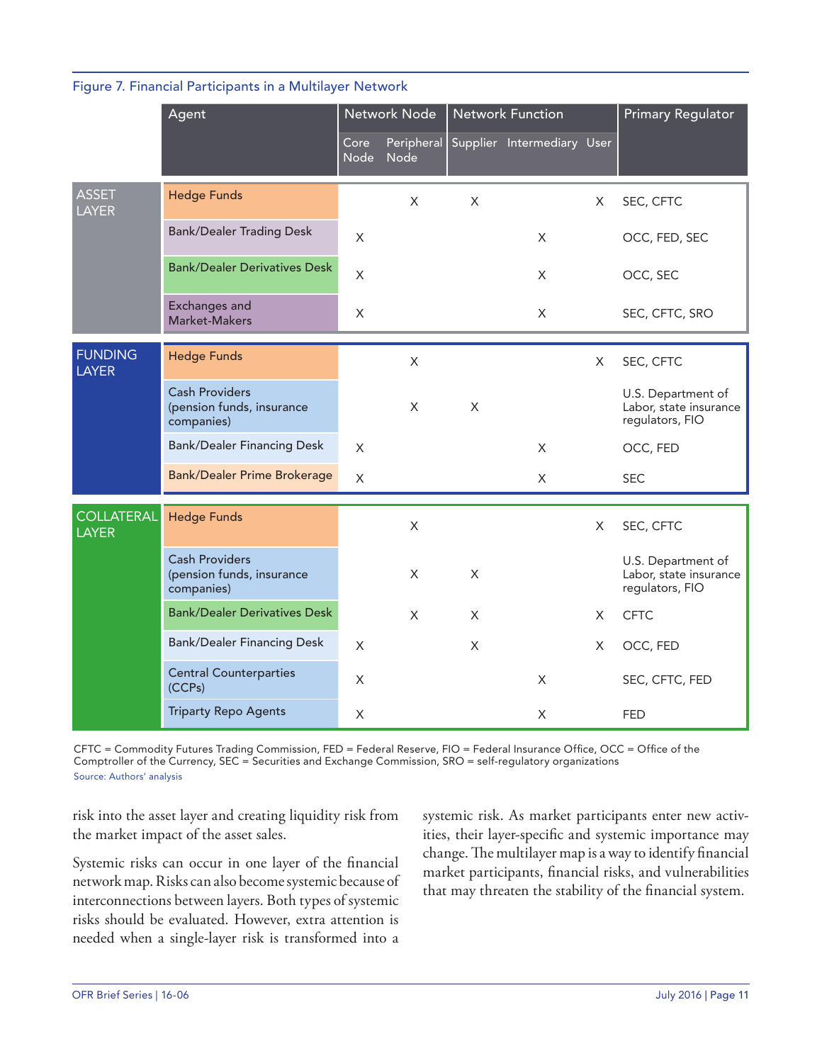Figure 7. Financial Participants in a Multilayer Network

| | Agent | Network Node | | Network Function | | | Primary Regulator |
|---|---|---|---|---|---|---|---|
| | | Core Node | Peripheral Node | Supplier | Intermediary | User | |
| ASSET LAYER | Hedge Funds | | X | X | | X | SEC, CFTC |
| | Bank/Dealer Trading Desk | X | | | X | | OCC, FED, SEC |
| | Bank/Dealer Derivatives Desk | X | | | X | | OCC, SEC |
| | Exchanges and Market-Makers | X | | | X | | SEC, CFTC, SRO |
| FUNDING LAYER | Hedge Funds | | X | | | X | SEC, CFTC |
| | Cash Providers (pension funds, insurance companies) | | X | X | | | U.S. Department of Labor, state insurance regulators, FIO |
| | Bank/Dealer Financing Desk | X | | | X | | OCC, FED |
| | Bank/Dealer Prime Brokerage | X | | | X | | SEC |
| COLLATERAL LAYER | Hedge Funds | | X | | | X | SEC, CFTC |
| | Cash Providers (pension funds, insurance companies) | | X | X | | | U.S. Department of Labor, state insurance regulators, FIO |
| | Bank/Dealer Derivatives Desk | | X | X | | X | CFTC |
| | Bank/Dealer Financing Desk | X | | X | | X | OCC, FED |
| | Central Counterparties (CCPs) | X | | | X | | SEC, CFTC, FED |
| | Triparty Repo Agents | X | | | X | | FED |

CFTC = Commodity Futures Trading Commission, FED = Federal Reserve, FIO = Federal Insurance Office, OCC = Office of the Comptroller of the Currency, SEC = Securities and Exchange Commission, SRO = self-regulatory organizations

Source: Authors' analysis

risk into the asset layer and creating liquidity risk from the market impact of the asset sales.

Systemic risks can occur in one layer of the financial network map. Risks can also become systemic because of interconnections between layers. Both types of systemic risks should be evaluated. However, extra attention is needed when a single-layer risk is transformed into a systemic risk. As market participants enter new activities, their layer-specific and systemic importance may change. The multilayer map is a way to identify financial market participants, financial risks, and vulnerabilities that may threaten the stability of the financial system.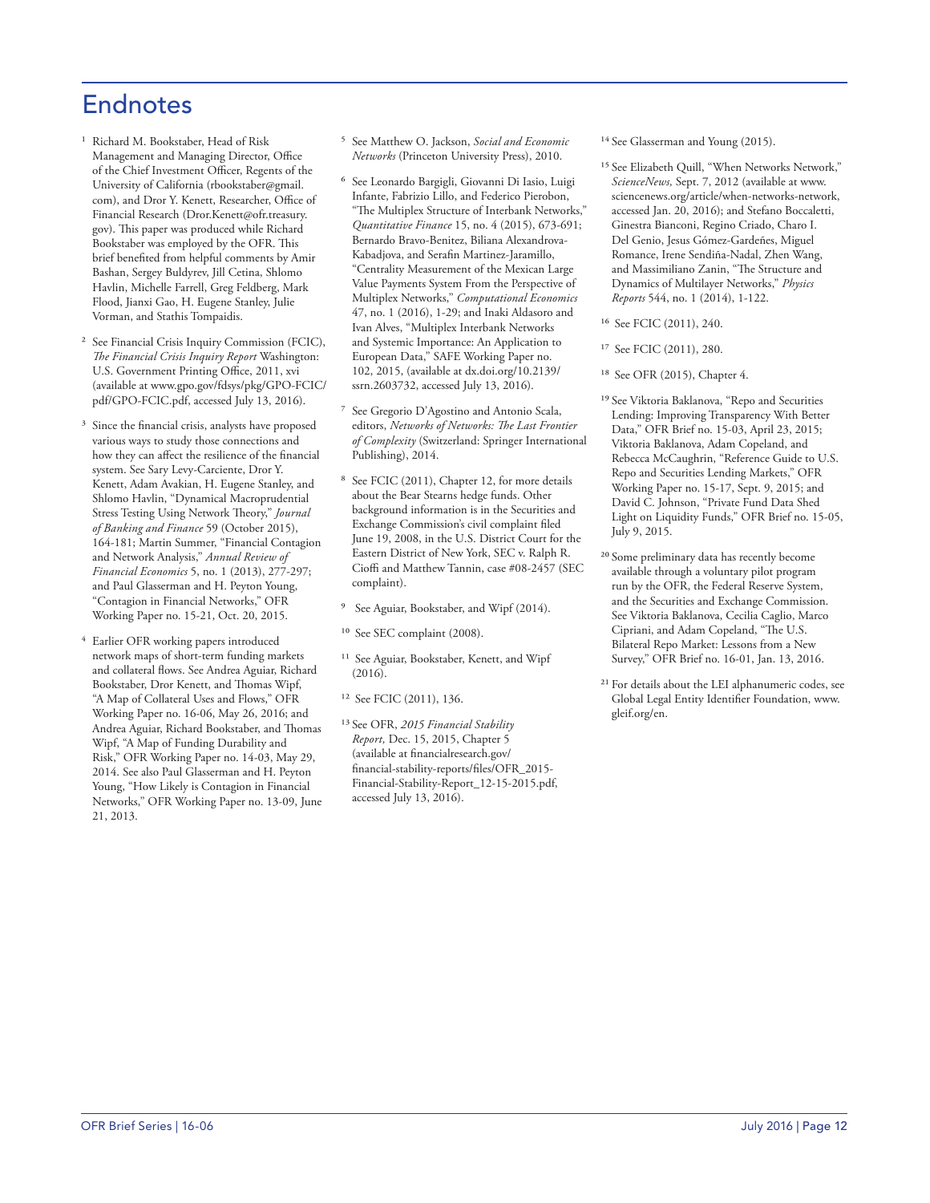# Endnotes

1 Richard M. Bookstaber, Head of Risk Management and Managing Director, Office of the Chief Investment Officer, Regents of the University of California (rbookstaber@gmail.com), and Dror Y. Kenett, Researcher, Office of Financial Research (Dror.Kenett@ofr.treasury.gov). This paper was produced while Richard Bookstaber was employed by the OFR. This brief benefited from helpful comments by Amir Bashan, Sergey Buldyrev, Jill Cetina, Shlomo Havlin, Michelle Farrell, Greg Feldberg, Mark Flood, Jianxi Gao, H. Eugene Stanley, Julie Vorman, and Stathis Tompaidis.

2 See Financial Crisis Inquiry Commission (FCIC), *The Financial Crisis Inquiry Report* Washington: U.S. Government Printing Office, 2011, xvi (available at www.gpo.gov/fdsys/pkg/GPO-FCIC/pdf/GPO-FCIC.pdf, accessed July 13, 2016).

3 Since the financial crisis, analysts have proposed various ways to study those connections and how they can affect the resilience of the financial system. See Sary Levy-Carciente, Dror Y. Kenett, Adam Avakian, H. Eugene Stanley, and Shlomo Havlin, "Dynamical Macroprudential Stress Testing Using Network Theory," *Journal of Banking and Finance* 59 (October 2015), 164-181; Martin Summer, "Financial Contagion and Network Analysis," *Annual Review of Financial Economics* 5, no. 1 (2013), 277-297; and Paul Glasserman and H. Peyton Young, "Contagion in Financial Networks," OFR Working Paper no. 15-21, Oct. 20, 2015.

4 Earlier OFR working papers introduced network maps of short-term funding markets and collateral flows. See Andrea Aguiar, Richard Bookstaber, Dror Kenett, and Thomas Wipf, "A Map of Collateral Uses and Flows," OFR Working Paper no. 16-06, May 26, 2016; and Andrea Aguiar, Richard Bookstaber, and Thomas Wipf, "A Map of Funding Durability and Risk," OFR Working Paper no. 14-03, May 29, 2014. See also Paul Glasserman and H. Peyton Young, "How Likely is Contagion in Financial Networks," OFR Working Paper no. 13-09, June 21, 2013.

5 See Matthew O. Jackson, *Social and Economic Networks* (Princeton University Press), 2010.

6 See Leonardo Bargigli, Giovanni Di Iasio, Luigi Infante, Fabrizio Lillo, and Federico Pierobon, "The Multiplex Structure of Interbank Networks," *Quantitative Finance* 15, no. 4 (2015), 673-691; Bernardo Bravo-Benitez, Biliana Alexandrova-Kabadjova, and Serafin Martinez-Jaramillo, "Centrality Measurement of the Mexican Large Value Payments System From the Perspective of Multiplex Networks," *Computational Economics* 47, no. 1 (2016), 1-29; and Inaki Aldasoro and Ivan Alves, "Multiplex Interbank Networks and Systemic Importance: An Application to European Data," SAFE Working Paper no. 102, 2015, (available at dx.doi.org/10.2139/ssrn.2603732, accessed July 13, 2016).

7 See Gregorio D'Agostino and Antonio Scala, editors, *Networks of Networks: The Last Frontier of Complexity* (Switzerland: Springer International Publishing), 2014.

8 See FCIC (2011), Chapter 12, for more details about the Bear Stearns hedge funds. Other background information is in the Securities and Exchange Commission's civil complaint filed June 19, 2008, in the U.S. District Court for the Eastern District of New York, SEC v. Ralph R. Cioffi and Matthew Tannin, case #08-2457 (SEC complaint).

9 See Aguiar, Bookstaber, and Wipf (2014).

10 See SEC complaint (2008).

11 See Aguiar, Bookstaber, Kenett, and Wipf (2016).

12 See FCIC (2011), 136.

13 See OFR, *2015 Financial Stability Report,* Dec. 15, 2015, Chapter 5 (available at financialresearch.gov/financial-stability-reports/files/OFR_2015-Financial-Stability-Report_12-15-2015.pdf, accessed July 13, 2016).

14 See Glasserman and Young (2015).

15 See Elizabeth Quill, "When Networks Network," *ScienceNews,* Sept. 7, 2012 (available at www.sciencenews.org/article/when-networks-network, accessed Jan. 20, 2016); and Stefano Boccaletti, Ginestra Bianconi, Regino Criado, Charo I. Del Genio, Jesus Gómez-Gardeñes, Miguel Romance, Irene Sendiña-Nadal, Zhen Wang, and Massimiliano Zanin, "The Structure and Dynamics of Multilayer Networks," *Physics Reports* 544, no. 1 (2014), 1-122.

16 See FCIC (2011), 240.

17 See FCIC (2011), 280.

18 See OFR (2015), Chapter 4.

19 See Viktoria Baklanova, "Repo and Securities Lending: Improving Transparency With Better Data," OFR Brief no. 15-03, April 23, 2015; Viktoria Baklanova, Adam Copeland, and Rebecca McCaughrin, "Reference Guide to U.S. Repo and Securities Lending Markets," OFR Working Paper no. 15-17, Sept. 9, 2015; and David C. Johnson, "Private Fund Data Shed Light on Liquidity Funds," OFR Brief no. 15-05, July 9, 2015.

20 Some preliminary data has recently become available through a voluntary pilot program run by the OFR, the Federal Reserve System, and the Securities and Exchange Commission. See Viktoria Baklanova, Cecilia Caglio, Marco Cipriani, and Adam Copeland, "The U.S. Bilateral Repo Market: Lessons from a New Survey," OFR Brief no. 16-01, Jan. 13, 2016.

21 For details about the LEI alphanumeric codes, see Global Legal Entity Identifier Foundation, www.gleif.org/en.